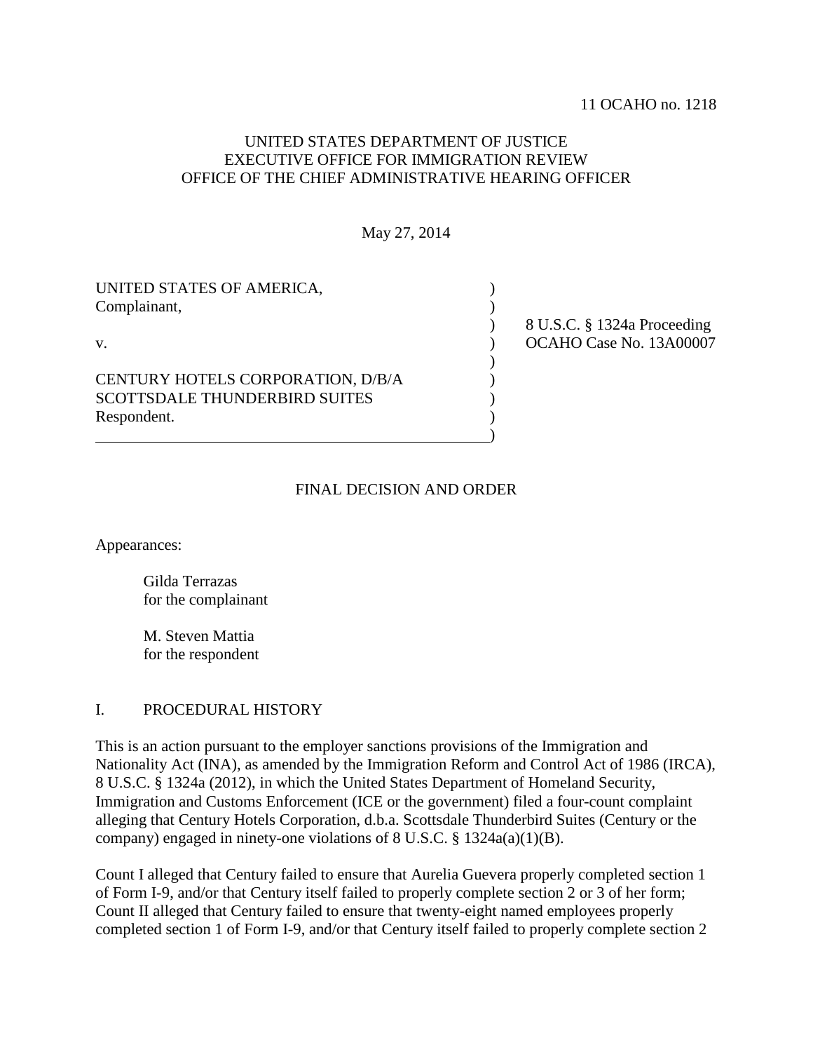11 OCAHO no. 1218

UNITED STATES DEPARTMENT OF JUSTICE
EXECUTIVE OFFICE FOR IMMIGRATION REVIEW
OFFICE OF THE CHIEF ADMINISTRATIVE HEARING OFFICER

May 27, 2014

| | | |
|---|---|---|
| UNITED STATES OF AMERICA, Complainant, | ) | 8 U.S.C. § 1324a Proceeding |
| v. | ) | OCAHO Case No. 13A00007 |
| CENTURY HOTELS CORPORATION, D/B/A SCOTTSDALE THUNDERBIRD SUITES Respondent. | ) | |

## FINAL DECISION AND ORDER

Appearances:

Gilda Terrazas
for the complainant

M. Steven Mattia
for the respondent

## I. PROCEDURAL HISTORY

This is an action pursuant to the employer sanctions provisions of the Immigration and Nationality Act (INA), as amended by the Immigration Reform and Control Act of 1986 (IRCA), 8 U.S.C. § 1324a (2012), in which the United States Department of Homeland Security, Immigration and Customs Enforcement (ICE or the government) filed a four-count complaint alleging that Century Hotels Corporation, d.b.a. Scottsdale Thunderbird Suites (Century or the company) engaged in ninety-one violations of 8 U.S.C. § 1324a(a)(1)(B).

Count I alleged that Century failed to ensure that Aurelia Guevera properly completed section 1 of Form I-9, and/or that Century itself failed to properly complete section 2 or 3 of her form; Count II alleged that Century failed to ensure that twenty-eight named employees properly completed section 1 of Form I-9, and/or that Century itself failed to properly complete section 2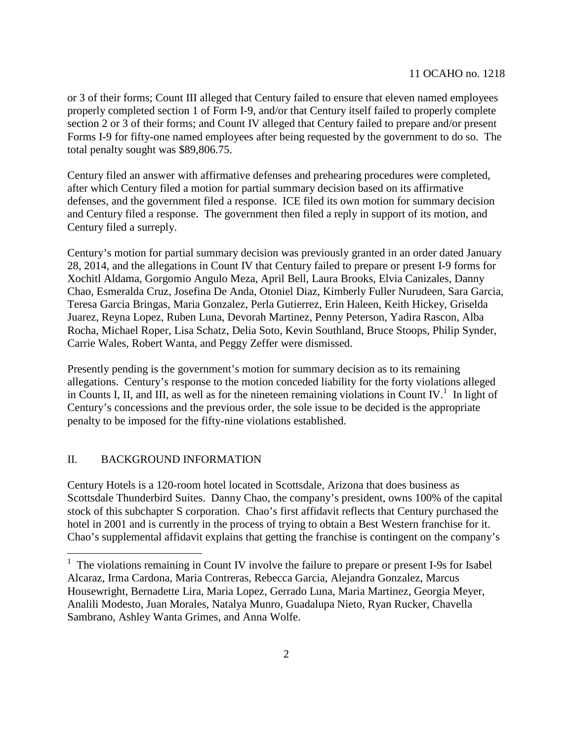or 3 of their forms; Count III alleged that Century failed to ensure that eleven named employees properly completed section 1 of Form I-9, and/or that Century itself failed to properly complete section 2 or 3 of their forms; and Count IV alleged that Century failed to prepare and/or present Forms I-9 for fifty-one named employees after being requested by the government to do so. The total penalty sought was $89,806.75.

Century filed an answer with affirmative defenses and prehearing procedures were completed, after which Century filed a motion for partial summary decision based on its affirmative defenses, and the government filed a response. ICE filed its own motion for summary decision and Century filed a response. The government then filed a reply in support of its motion, and Century filed a surreply.

Century's motion for partial summary decision was previously granted in an order dated January 28, 2014, and the allegations in Count IV that Century failed to prepare or present I-9 forms for Xochitl Aldama, Gorgomio Angulo Meza, April Bell, Laura Brooks, Elvia Canizales, Danny Chao, Esmeralda Cruz, Josefina De Anda, Otoniel Diaz, Kimberly Fuller Nurudeen, Sara Garcia, Teresa Garcia Bringas, Maria Gonzalez, Perla Gutierrez, Erin Haleen, Keith Hickey, Griselda Juarez, Reyna Lopez, Ruben Luna, Devorah Martinez, Penny Peterson, Yadira Rascon, Alba Rocha, Michael Roper, Lisa Schatz, Delia Soto, Kevin Southland, Bruce Stoops, Philip Synder, Carrie Wales, Robert Wanta, and Peggy Zeffer were dismissed.

Presently pending is the government's motion for summary decision as to its remaining allegations. Century's response to the motion conceded liability for the forty violations alleged in Counts I, II, and III, as well as for the nineteen remaining violations in Count IV.[1] In light of Century's concessions and the previous order, the sole issue to be decided is the appropriate penalty to be imposed for the fifty-nine violations established.

## II. BACKGROUND INFORMATION

Century Hotels is a 120-room hotel located in Scottsdale, Arizona that does business as Scottsdale Thunderbird Suites. Danny Chao, the company's president, owns 100% of the capital stock of this subchapter S corporation. Chao's first affidavit reflects that Century purchased the hotel in 2001 and is currently in the process of trying to obtain a Best Western franchise for it. Chao's supplemental affidavit explains that getting the franchise is contingent on the company's

[1] The violations remaining in Count IV involve the failure to prepare or present I-9s for Isabel Alcaraz, Irma Cardona, Maria Contreras, Rebecca Garcia, Alejandra Gonzalez, Marcus Housewright, Bernadette Lira, Maria Lopez, Gerrado Luna, Maria Martinez, Georgia Meyer, Analili Modesto, Juan Morales, Natalya Munro, Guadalupe Nieto, Ryan Rucker, Chavella Sambrano, Ashley Wanta Grimes, and Anna Wolfe.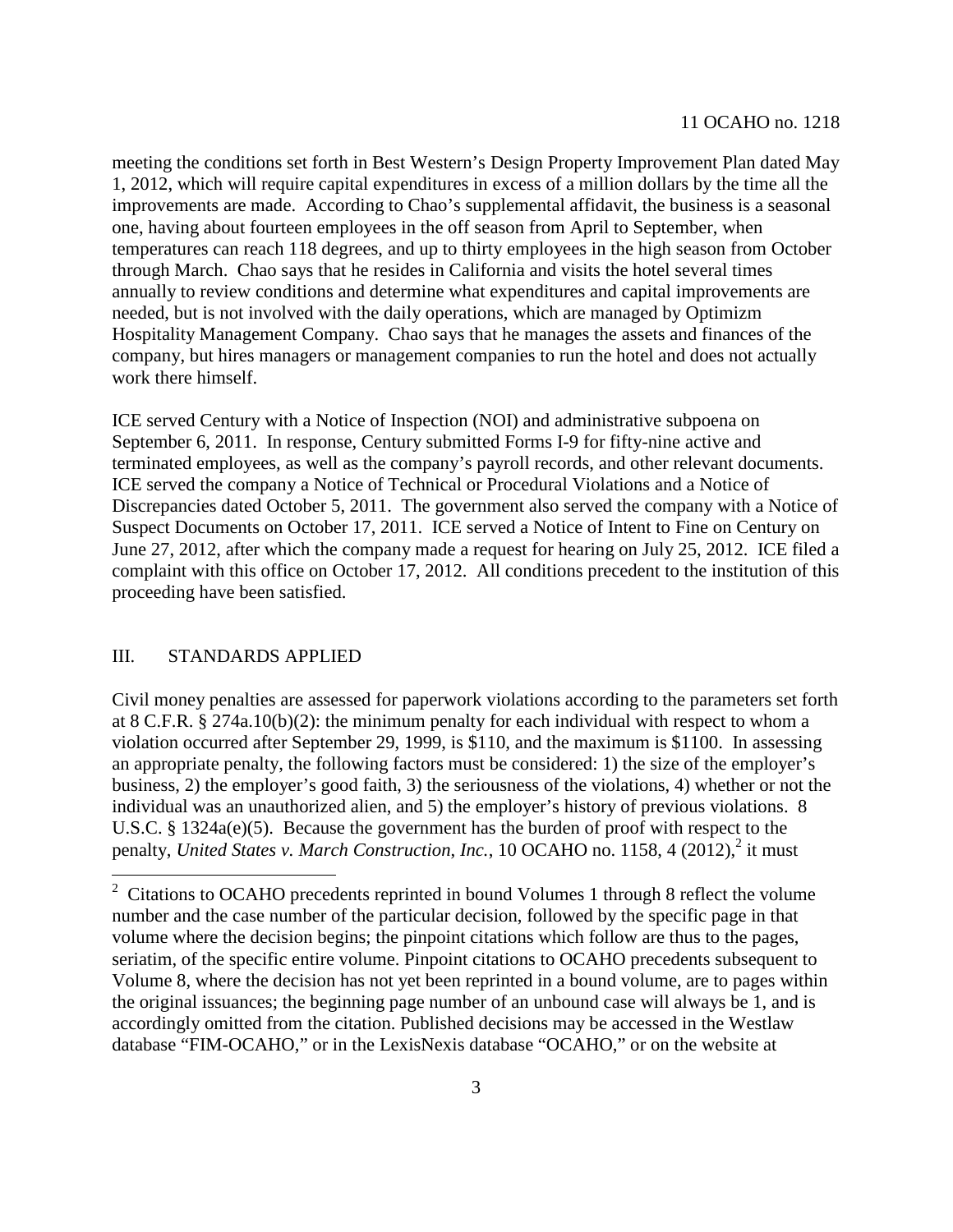meeting the conditions set forth in Best Western's Design Property Improvement Plan dated May 1, 2012, which will require capital expenditures in excess of a million dollars by the time all the improvements are made. According to Chao's supplemental affidavit, the business is a seasonal one, having about fourteen employees in the off season from April to September, when temperatures can reach 118 degrees, and up to thirty employees in the high season from October through March. Chao says that he resides in California and visits the hotel several times annually to review conditions and determine what expenditures and capital improvements are needed, but is not involved with the daily operations, which are managed by Optimizm Hospitality Management Company. Chao says that he manages the assets and finances of the company, but hires managers or management companies to run the hotel and does not actually work there himself.

ICE served Century with a Notice of Inspection (NOI) and administrative subpoena on September 6, 2011. In response, Century submitted Forms I-9 for fifty-nine active and terminated employees, as well as the company's payroll records, and other relevant documents. ICE served the company a Notice of Technical or Procedural Violations and a Notice of Discrepancies dated October 5, 2011. The government also served the company with a Notice of Suspect Documents on October 17, 2011. ICE served a Notice of Intent to Fine on Century on June 27, 2012, after which the company made a request for hearing on July 25, 2012. ICE filed a complaint with this office on October 17, 2012. All conditions precedent to the institution of this proceeding have been satisfied.

## III. STANDARDS APPLIED

Civil money penalties are assessed for paperwork violations according to the parameters set forth at 8 C.F.R. § 274a.10(b)(2): the minimum penalty for each individual with respect to whom a violation occurred after September 29, 1999, is $110, and the maximum is $1100. In assessing an appropriate penalty, the following factors must be considered: 1) the size of the employer's business, 2) the employer's good faith, 3) the seriousness of the violations, 4) whether or not the individual was an unauthorized alien, and 5) the employer's history of previous violations. 8 U.S.C. § 1324a(e)(5). Because the government has the burden of proof with respect to the penalty, *United States v. March Construction, Inc.*, 10 OCAHO no. 1158, 4 (2012),[2] it must

[2] Citations to OCAHO precedents reprinted in bound Volumes 1 through 8 reflect the volume number and the case number of the particular decision, followed by the specific page in that volume where the decision begins; the pinpoint citations which follow are thus to the pages, seriatim, of the specific entire volume. Pinpoint citations to OCAHO precedents subsequent to Volume 8, where the decision has not yet been reprinted in a bound volume, are to pages within the original issuances; the beginning page number of an unbound case will always be 1, and is accordingly omitted from the citation. Published decisions may be accessed in the Westlaw database "FIM-OCAHO," or in the LexisNexis database "OCAHO," or on the website at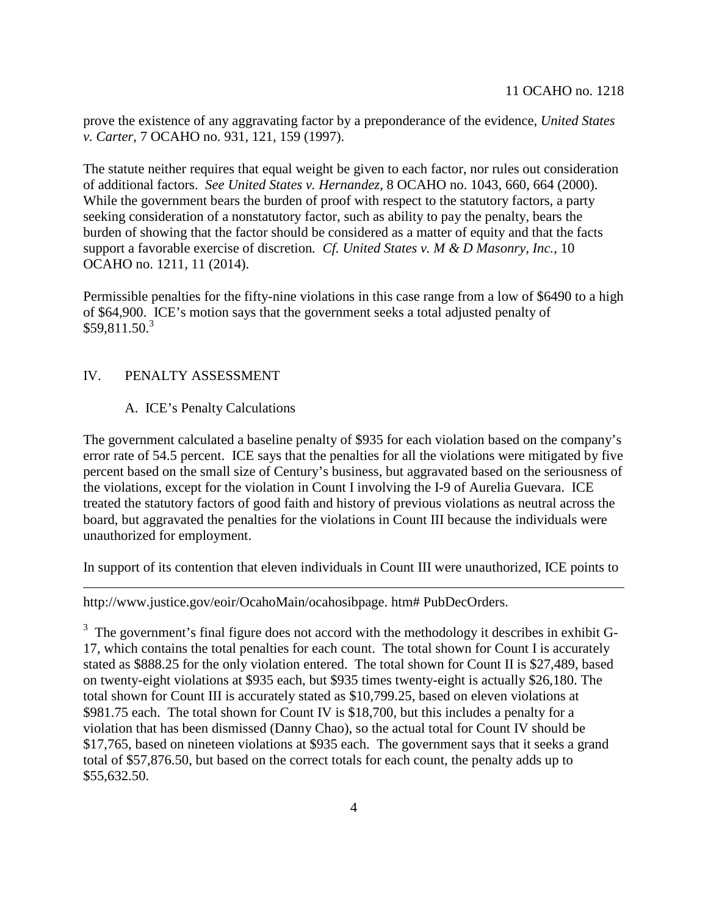prove the existence of any aggravating factor by a preponderance of the evidence, *United States v. Carter*, 7 OCAHO no. 931, 121, 159 (1997).

The statute neither requires that equal weight be given to each factor, nor rules out consideration of additional factors. *See United States v. Hernandez*, 8 OCAHO no. 1043, 660, 664 (2000). While the government bears the burden of proof with respect to the statutory factors, a party seeking consideration of a nonstatutory factor, such as ability to pay the penalty, bears the burden of showing that the factor should be considered as a matter of equity and that the facts support a favorable exercise of discretion. *Cf. United States v. M & D Masonry, Inc.*, 10 OCAHO no. 1211, 11 (2014).

Permissible penalties for the fifty-nine violations in this case range from a low of $6490 to a high of $64,900. ICE's motion says that the government seeks a total adjusted penalty of $59,811.50.[3]

## IV. PENALTY ASSESSMENT

### A. ICE's Penalty Calculations

The government calculated a baseline penalty of $935 for each violation based on the company's error rate of 54.5 percent. ICE says that the penalties for all the violations were mitigated by five percent based on the small size of Century's business, but aggravated based on the seriousness of the violations, except for the violation in Count I involving the I-9 of Aurelia Guevara. ICE treated the statutory factors of good faith and history of previous violations as neutral across the board, but aggravated the penalties for the violations in Count III because the individuals were unauthorized for employment.

In support of its contention that eleven individuals in Count III were unauthorized, ICE points to

---

http://www.justice.gov/eoir/OcahoMain/ocahosibpage. htm# PubDecOrders.

[3] The government's final figure does not accord with the methodology it describes in exhibit G-17, which contains the total penalties for each count. The total shown for Count I is accurately stated as $888.25 for the only violation entered. The total shown for Count II is $27,489, based on twenty-eight violations at $935 each, but $935 times twenty-eight is actually $26,180. The total shown for Count III is accurately stated as $10,799.25, based on eleven violations at $981.75 each. The total shown for Count IV is $18,700, but this includes a penalty for a violation that has been dismissed (Danny Chao), so the actual total for Count IV should be $17,765, based on nineteen violations at $935 each. The government says that it seeks a grand total of $57,876.50, but based on the correct totals for each count, the penalty adds up to $55,632.50.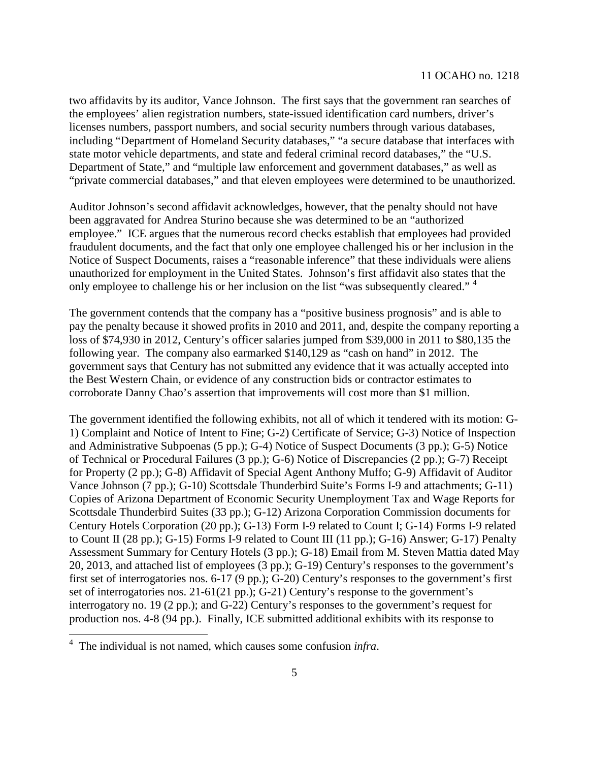two affidavits by its auditor, Vance Johnson. The first says that the government ran searches of the employees' alien registration numbers, state-issued identification card numbers, driver's licenses numbers, passport numbers, and social security numbers through various databases, including "Department of Homeland Security databases," "a secure database that interfaces with state motor vehicle departments, and state and federal criminal record databases," the "U.S. Department of State," and "multiple law enforcement and government databases," as well as "private commercial databases," and that eleven employees were determined to be unauthorized.

Auditor Johnson's second affidavit acknowledges, however, that the penalty should not have been aggravated for Andrea Sturino because she was determined to be an "authorized employee." ICE argues that the numerous record checks establish that employees had provided fraudulent documents, and the fact that only one employee challenged his or her inclusion in the Notice of Suspect Documents, raises a "reasonable inference" that these individuals were aliens unauthorized for employment in the United States. Johnson's first affidavit also states that the only employee to challenge his or her inclusion on the list "was subsequently cleared." [4]

The government contends that the company has a "positive business prognosis" and is able to pay the penalty because it showed profits in 2010 and 2011, and, despite the company reporting a loss of $74,930 in 2012, Century's officer salaries jumped from $39,000 in 2011 to $80,135 the following year. The company also earmarked $140,129 as "cash on hand" in 2012. The government says that Century has not submitted any evidence that it was actually accepted into the Best Western Chain, or evidence of any construction bids or contractor estimates to corroborate Danny Chao's assertion that improvements will cost more than $1 million.

The government identified the following exhibits, not all of which it tendered with its motion: G-1) Complaint and Notice of Intent to Fine; G-2) Certificate of Service; G-3) Notice of Inspection and Administrative Subpoenas (5 pp.); G-4) Notice of Suspect Documents (3 pp.); G-5) Notice of Technical or Procedural Failures (3 pp.); G-6) Notice of Discrepancies (2 pp.); G-7) Receipt for Property (2 pp.); G-8) Affidavit of Special Agent Anthony Muffo; G-9) Affidavit of Auditor Vance Johnson (7 pp.); G-10) Scottsdale Thunderbird Suite's Forms I-9 and attachments; G-11) Copies of Arizona Department of Economic Security Unemployment Tax and Wage Reports for Scottsdale Thunderbird Suites (33 pp.); G-12) Arizona Corporation Commission documents for Century Hotels Corporation (20 pp.); G-13) Form I-9 related to Count I; G-14) Forms I-9 related to Count II (28 pp.); G-15) Forms I-9 related to Count III (11 pp.); G-16) Answer; G-17) Penalty Assessment Summary for Century Hotels (3 pp.); G-18) Email from M. Steven Mattia dated May 20, 2013, and attached list of employees (3 pp.); G-19) Century's responses to the government's first set of interrogatories nos. 6-17 (9 pp.); G-20) Century's responses to the government's first set of interrogatories nos. 21-61(21 pp.); G-21) Century's response to the government's interrogatory no. 19 (2 pp.); and G-22) Century's responses to the government's request for production nos. 4-8 (94 pp.). Finally, ICE submitted additional exhibits with its response to

[4] The individual is not named, which causes some confusion *infra*.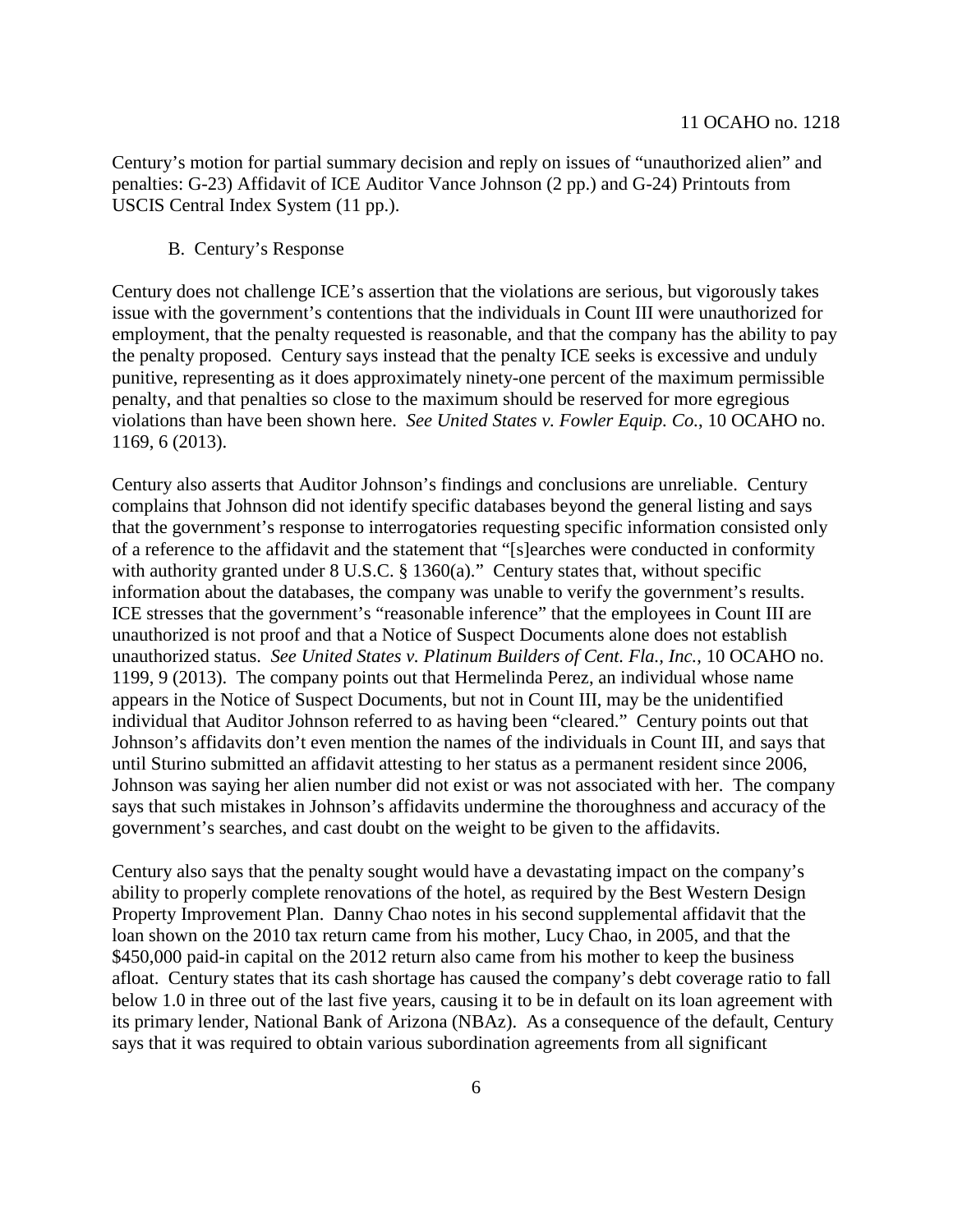Century's motion for partial summary decision and reply on issues of "unauthorized alien" and penalties: G-23) Affidavit of ICE Auditor Vance Johnson (2 pp.) and G-24) Printouts from USCIS Central Index System (11 pp.).

B. Century's Response

Century does not challenge ICE's assertion that the violations are serious, but vigorously takes issue with the government's contentions that the individuals in Count III were unauthorized for employment, that the penalty requested is reasonable, and that the company has the ability to pay the penalty proposed. Century says instead that the penalty ICE seeks is excessive and unduly punitive, representing as it does approximately ninety-one percent of the maximum permissible penalty, and that penalties so close to the maximum should be reserved for more egregious violations than have been shown here. *See United States v. Fowler Equip. Co.*, 10 OCAHO no. 1169, 6 (2013).

Century also asserts that Auditor Johnson's findings and conclusions are unreliable. Century complains that Johnson did not identify specific databases beyond the general listing and says that the government's response to interrogatories requesting specific information consisted only of a reference to the affidavit and the statement that "[s]earches were conducted in conformity with authority granted under 8 U.S.C. § 1360(a)." Century states that, without specific information about the databases, the company was unable to verify the government's results. ICE stresses that the government's "reasonable inference" that the employees in Count III are unauthorized is not proof and that a Notice of Suspect Documents alone does not establish unauthorized status. *See United States v. Platinum Builders of Cent. Fla., Inc.*, 10 OCAHO no. 1199, 9 (2013). The company points out that Hermelinda Perez, an individual whose name appears in the Notice of Suspect Documents, but not in Count III, may be the unidentified individual that Auditor Johnson referred to as having been "cleared." Century points out that Johnson's affidavits don't even mention the names of the individuals in Count III, and says that until Sturino submitted an affidavit attesting to her status as a permanent resident since 2006, Johnson was saying her alien number did not exist or was not associated with her. The company says that such mistakes in Johnson's affidavits undermine the thoroughness and accuracy of the government's searches, and cast doubt on the weight to be given to the affidavits.

Century also says that the penalty sought would have a devastating impact on the company's ability to properly complete renovations of the hotel, as required by the Best Western Design Property Improvement Plan. Danny Chao notes in his second supplemental affidavit that the loan shown on the 2010 tax return came from his mother, Lucy Chao, in 2005, and that the $450,000 paid-in capital on the 2012 return also came from his mother to keep the business afloat. Century states that its cash shortage has caused the company's debt coverage ratio to fall below 1.0 in three out of the last five years, causing it to be in default on its loan agreement with its primary lender, National Bank of Arizona (NBAz). As a consequence of the default, Century says that it was required to obtain various subordination agreements from all significant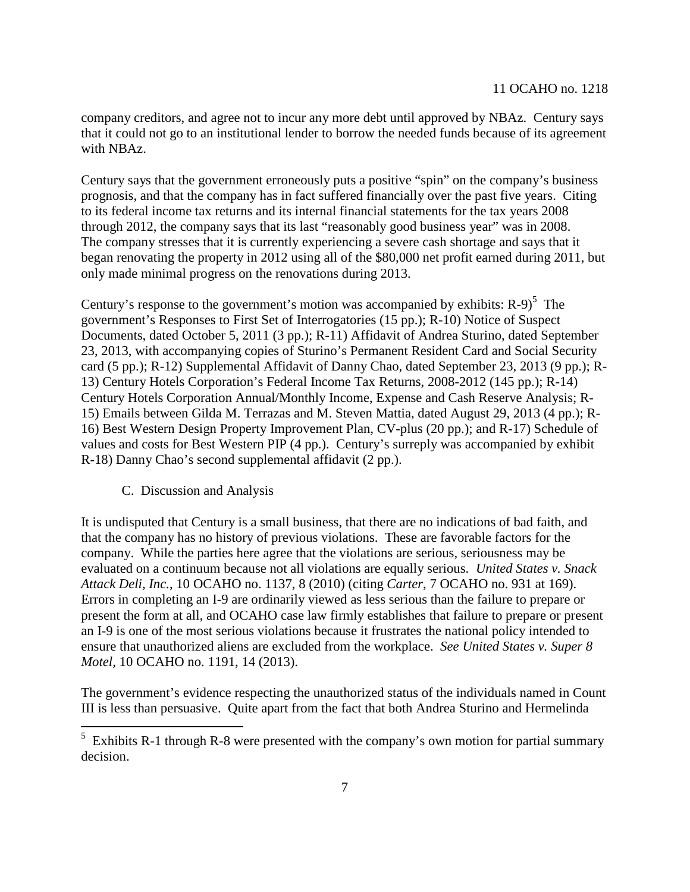company creditors, and agree not to incur any more debt until approved by NBAz. Century says that it could not go to an institutional lender to borrow the needed funds because of its agreement with NBAz.

Century says that the government erroneously puts a positive "spin" on the company's business prognosis, and that the company has in fact suffered financially over the past five years. Citing to its federal income tax returns and its internal financial statements for the tax years 2008 through 2012, the company says that its last "reasonably good business year" was in 2008. The company stresses that it is currently experiencing a severe cash shortage and says that it began renovating the property in 2012 using all of the $80,000 net profit earned during 2011, but only made minimal progress on the renovations during 2013.

Century's response to the government's motion was accompanied by exhibits: R-9)[5] The government's Responses to First Set of Interrogatories (15 pp.); R-10) Notice of Suspect Documents, dated October 5, 2011 (3 pp.); R-11) Affidavit of Andrea Sturino, dated September 23, 2013, with accompanying copies of Sturino's Permanent Resident Card and Social Security card (5 pp.); R-12) Supplemental Affidavit of Danny Chao, dated September 23, 2013 (9 pp.); R-13) Century Hotels Corporation's Federal Income Tax Returns, 2008-2012 (145 pp.); R-14) Century Hotels Corporation Annual/Monthly Income, Expense and Cash Reserve Analysis; R-15) Emails between Gilda M. Terrazas and M. Steven Mattia, dated August 29, 2013 (4 pp.); R-16) Best Western Design Property Improvement Plan, CV-plus (20 pp.); and R-17) Schedule of values and costs for Best Western PIP (4 pp.). Century's surreply was accompanied by exhibit R-18) Danny Chao's second supplemental affidavit (2 pp.).

### C. Discussion and Analysis

It is undisputed that Century is a small business, that there are no indications of bad faith, and that the company has no history of previous violations. These are favorable factors for the company. While the parties here agree that the violations are serious, seriousness may be evaluated on a continuum because not all violations are equally serious. *United States v. Snack Attack Deli, Inc.*, 10 OCAHO no. 1137, 8 (2010) (citing *Carter*, 7 OCAHO no. 931 at 169). Errors in completing an I-9 are ordinarily viewed as less serious than the failure to prepare or present the form at all, and OCAHO case law firmly establishes that failure to prepare or present an I-9 is one of the most serious violations because it frustrates the national policy intended to ensure that unauthorized aliens are excluded from the workplace. *See United States v. Super 8 Motel*, 10 OCAHO no. 1191, 14 (2013).

The government's evidence respecting the unauthorized status of the individuals named in Count III is less than persuasive. Quite apart from the fact that both Andrea Sturino and Hermelinda

[5] Exhibits R-1 through R-8 were presented with the company's own motion for partial summary decision.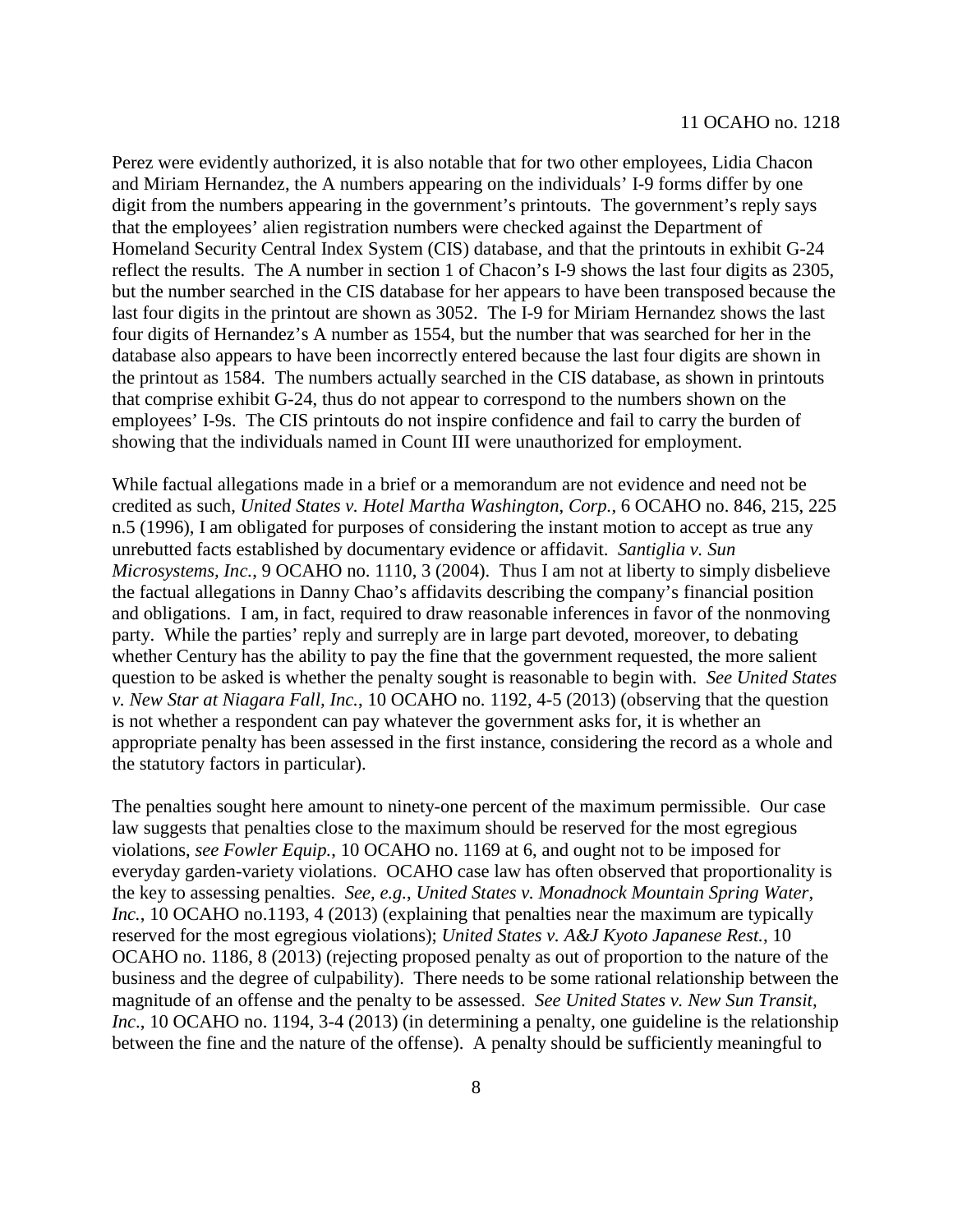Perez were evidently authorized, it is also notable that for two other employees, Lidia Chacon and Miriam Hernandez, the A numbers appearing on the individuals' I-9 forms differ by one digit from the numbers appearing in the government's printouts. The government's reply says that the employees' alien registration numbers were checked against the Department of Homeland Security Central Index System (CIS) database, and that the printouts in exhibit G-24 reflect the results. The A number in section 1 of Chacon's I-9 shows the last four digits as 2305, but the number searched in the CIS database for her appears to have been transposed because the last four digits in the printout are shown as 3052. The I-9 for Miriam Hernandez shows the last four digits of Hernandez's A number as 1554, but the number that was searched for her in the database also appears to have been incorrectly entered because the last four digits are shown in the printout as 1584. The numbers actually searched in the CIS database, as shown in printouts that comprise exhibit G-24, thus do not appear to correspond to the numbers shown on the employees' I-9s. The CIS printouts do not inspire confidence and fail to carry the burden of showing that the individuals named in Count III were unauthorized for employment.

While factual allegations made in a brief or a memorandum are not evidence and need not be credited as such, *United States v. Hotel Martha Washington, Corp.*, 6 OCAHO no. 846, 215, 225 n.5 (1996), I am obligated for purposes of considering the instant motion to accept as true any unrebutted facts established by documentary evidence or affidavit. *Santiglia v. Sun Microsystems, Inc.*, 9 OCAHO no. 1110, 3 (2004). Thus I am not at liberty to simply disbelieve the factual allegations in Danny Chao's affidavits describing the company's financial position and obligations. I am, in fact, required to draw reasonable inferences in favor of the nonmoving party. While the parties' reply and surreply are in large part devoted, moreover, to debating whether Century has the ability to pay the fine that the government requested, the more salient question to be asked is whether the penalty sought is reasonable to begin with. *See United States v. New Star at Niagara Fall, Inc.*, 10 OCAHO no. 1192, 4-5 (2013) (observing that the question is not whether a respondent can pay whatever the government asks for, it is whether an appropriate penalty has been assessed in the first instance, considering the record as a whole and the statutory factors in particular).

The penalties sought here amount to ninety-one percent of the maximum permissible. Our case law suggests that penalties close to the maximum should be reserved for the most egregious violations, *see Fowler Equip.*, 10 OCAHO no. 1169 at 6, and ought not to be imposed for everyday garden-variety violations. OCAHO case law has often observed that proportionality is the key to assessing penalties. *See, e.g.*, *United States v. Monadnock Mountain Spring Water, Inc.*, 10 OCAHO no.1193, 4 (2013) (explaining that penalties near the maximum are typically reserved for the most egregious violations); *United States v. A&J Kyoto Japanese Rest.*, 10 OCAHO no. 1186, 8 (2013) (rejecting proposed penalty as out of proportion to the nature of the business and the degree of culpability). There needs to be some rational relationship between the magnitude of an offense and the penalty to be assessed. *See United States v. New Sun Transit, Inc.*, 10 OCAHO no. 1194, 3-4 (2013) (in determining a penalty, one guideline is the relationship between the fine and the nature of the offense). A penalty should be sufficiently meaningful to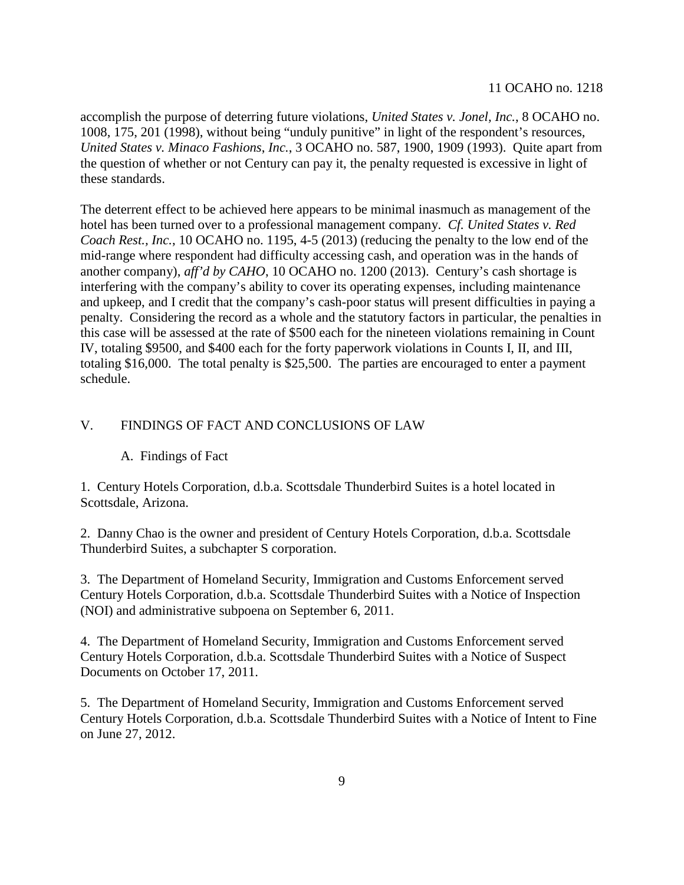accomplish the purpose of deterring future violations, *United States v. Jonel, Inc.*, 8 OCAHO no. 1008, 175, 201 (1998), without being "unduly punitive" in light of the respondent's resources, *United States v. Minaco Fashions*, *Inc.*, 3 OCAHO no. 587, 1900, 1909 (1993). Quite apart from the question of whether or not Century can pay it, the penalty requested is excessive in light of these standards.

The deterrent effect to be achieved here appears to be minimal inasmuch as management of the hotel has been turned over to a professional management company. *Cf. United States v. Red Coach Rest., Inc.*, 10 OCAHO no. 1195, 4-5 (2013) (reducing the penalty to the low end of the mid-range where respondent had difficulty accessing cash, and operation was in the hands of another company), *aff'd by CAHO*, 10 OCAHO no. 1200 (2013). Century's cash shortage is interfering with the company's ability to cover its operating expenses, including maintenance and upkeep, and I credit that the company's cash-poor status will present difficulties in paying a penalty. Considering the record as a whole and the statutory factors in particular, the penalties in this case will be assessed at the rate of $500 each for the nineteen violations remaining in Count IV, totaling $9500, and $400 each for the forty paperwork violations in Counts I, II, and III, totaling $16,000. The total penalty is $25,500. The parties are encouraged to enter a payment schedule.

## V. FINDINGS OF FACT AND CONCLUSIONS OF LAW

### A. Findings of Fact

1. Century Hotels Corporation, d.b.a. Scottsdale Thunderbird Suites is a hotel located in Scottsdale, Arizona.

2. Danny Chao is the owner and president of Century Hotels Corporation, d.b.a. Scottsdale Thunderbird Suites, a subchapter S corporation.

3. The Department of Homeland Security, Immigration and Customs Enforcement served Century Hotels Corporation, d.b.a. Scottsdale Thunderbird Suites with a Notice of Inspection (NOI) and administrative subpoena on September 6, 2011.

4. The Department of Homeland Security, Immigration and Customs Enforcement served Century Hotels Corporation, d.b.a. Scottsdale Thunderbird Suites with a Notice of Suspect Documents on October 17, 2011.

5. The Department of Homeland Security, Immigration and Customs Enforcement served Century Hotels Corporation, d.b.a. Scottsdale Thunderbird Suites with a Notice of Intent to Fine on June 27, 2012.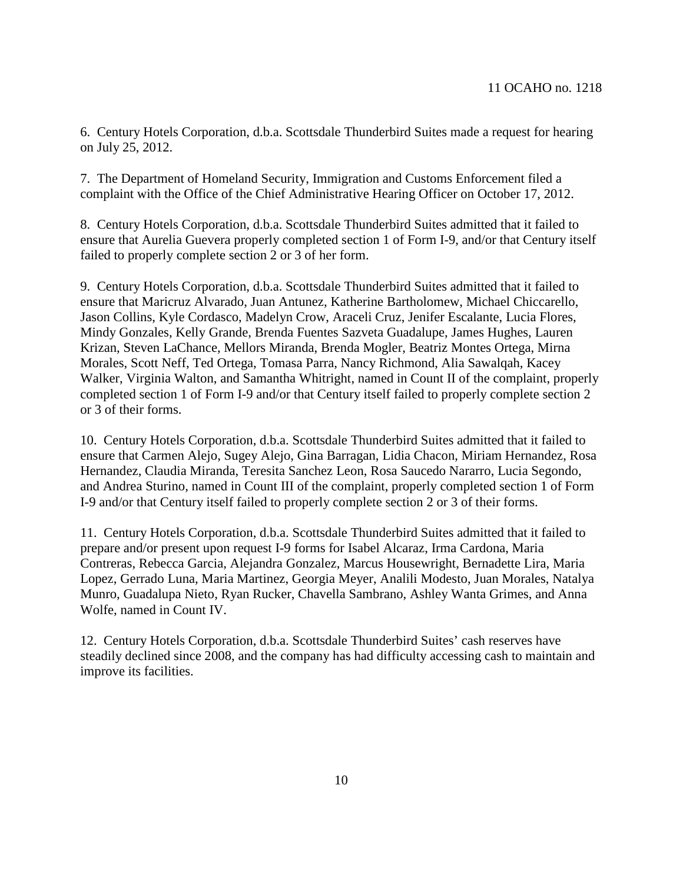6. Century Hotels Corporation, d.b.a. Scottsdale Thunderbird Suites made a request for hearing on July 25, 2012.

7. The Department of Homeland Security, Immigration and Customs Enforcement filed a complaint with the Office of the Chief Administrative Hearing Officer on October 17, 2012.

8. Century Hotels Corporation, d.b.a. Scottsdale Thunderbird Suites admitted that it failed to ensure that Aurelia Guevera properly completed section 1 of Form I-9, and/or that Century itself failed to properly complete section 2 or 3 of her form.

9. Century Hotels Corporation, d.b.a. Scottsdale Thunderbird Suites admitted that it failed to ensure that Maricruz Alvarado, Juan Antunez, Katherine Bartholomew, Michael Chiccarello, Jason Collins, Kyle Cordasco, Madelyn Crow, Araceli Cruz, Jenifer Escalante, Lucia Flores, Mindy Gonzales, Kelly Grande, Brenda Fuentes Sazveta Guadalupe, James Hughes, Lauren Krizan, Steven LaChance, Mellors Miranda, Brenda Mogler, Beatriz Montes Ortega, Mirna Morales, Scott Neff, Ted Ortega, Tomasa Parra, Nancy Richmond, Alia Sawalqah, Kacey Walker, Virginia Walton, and Samantha Whitright, named in Count II of the complaint, properly completed section 1 of Form I-9 and/or that Century itself failed to properly complete section 2 or 3 of their forms.

10. Century Hotels Corporation, d.b.a. Scottsdale Thunderbird Suites admitted that it failed to ensure that Carmen Alejo, Sugey Alejo, Gina Barragan, Lidia Chacon, Miriam Hernandez, Rosa Hernandez, Claudia Miranda, Teresita Sanchez Leon, Rosa Saucedo Nararro, Lucia Segondo, and Andrea Sturino, named in Count III of the complaint, properly completed section 1 of Form I-9 and/or that Century itself failed to properly complete section 2 or 3 of their forms.

11. Century Hotels Corporation, d.b.a. Scottsdale Thunderbird Suites admitted that it failed to prepare and/or present upon request I-9 forms for Isabel Alcaraz, Irma Cardona, Maria Contreras, Rebecca Garcia, Alejandra Gonzalez, Marcus Housewright, Bernadette Lira, Maria Lopez, Gerrado Luna, Maria Martinez, Georgia Meyer, Analili Modesto, Juan Morales, Natalya Munro, Guadalupa Nieto, Ryan Rucker, Chavella Sambrano, Ashley Wanta Grimes, and Anna Wolfe, named in Count IV.

12. Century Hotels Corporation, d.b.a. Scottsdale Thunderbird Suites' cash reserves have steadily declined since 2008, and the company has had difficulty accessing cash to maintain and improve its facilities.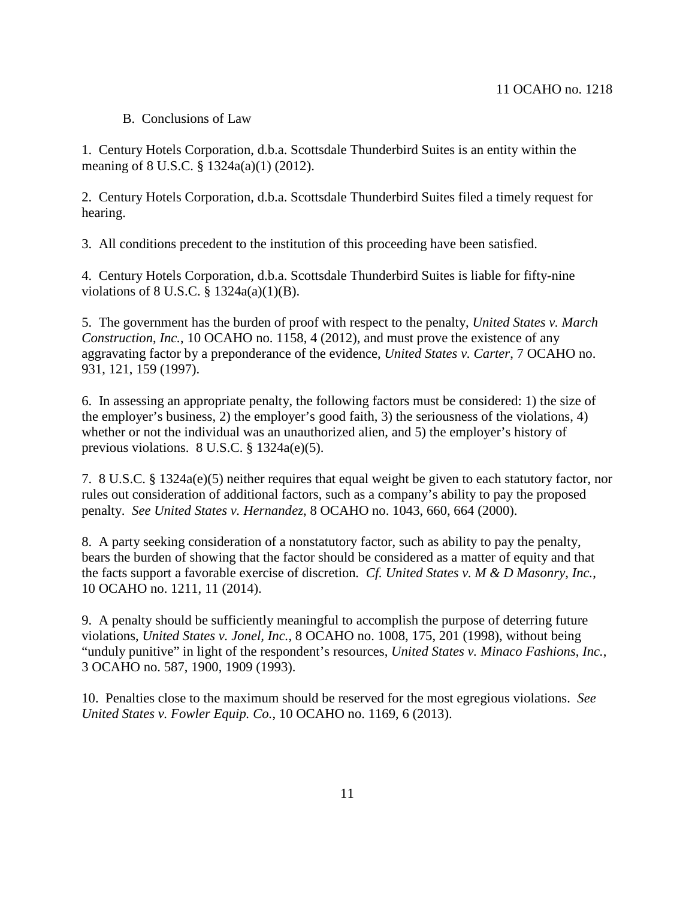B. Conclusions of Law

1. Century Hotels Corporation, d.b.a. Scottsdale Thunderbird Suites is an entity within the meaning of 8 U.S.C. § 1324a(a)(1) (2012).

2. Century Hotels Corporation, d.b.a. Scottsdale Thunderbird Suites filed a timely request for hearing.

3. All conditions precedent to the institution of this proceeding have been satisfied.

4. Century Hotels Corporation, d.b.a. Scottsdale Thunderbird Suites is liable for fifty-nine violations of 8 U.S.C. § 1324a(a)(1)(B).

5. The government has the burden of proof with respect to the penalty, *United States v. March Construction*, *Inc.*, 10 OCAHO no. 1158, 4 (2012), and must prove the existence of any aggravating factor by a preponderance of the evidence, *United States v. Carter*, 7 OCAHO no. 931, 121, 159 (1997).

6. In assessing an appropriate penalty, the following factors must be considered: 1) the size of the employer's business, 2) the employer's good faith, 3) the seriousness of the violations, 4) whether or not the individual was an unauthorized alien, and 5) the employer's history of previous violations. 8 U.S.C. § 1324a(e)(5).

7. 8 U.S.C. § 1324a(e)(5) neither requires that equal weight be given to each statutory factor, nor rules out consideration of additional factors, such as a company's ability to pay the proposed penalty. *See United States v. Hernandez*, 8 OCAHO no. 1043, 660, 664 (2000).

8. A party seeking consideration of a nonstatutory factor, such as ability to pay the penalty, bears the burden of showing that the factor should be considered as a matter of equity and that the facts support a favorable exercise of discretion. *Cf. United States v. M & D Masonry, Inc.*, 10 OCAHO no. 1211, 11 (2014).

9. A penalty should be sufficiently meaningful to accomplish the purpose of deterring future violations, *United States v. Jonel, Inc.*, 8 OCAHO no. 1008, 175, 201 (1998), without being "unduly punitive" in light of the respondent's resources, *United States v. Minaco Fashions*, *Inc.*, 3 OCAHO no. 587, 1900, 1909 (1993).

10. Penalties close to the maximum should be reserved for the most egregious violations. *See United States v. Fowler Equip. Co.*, 10 OCAHO no. 1169, 6 (2013).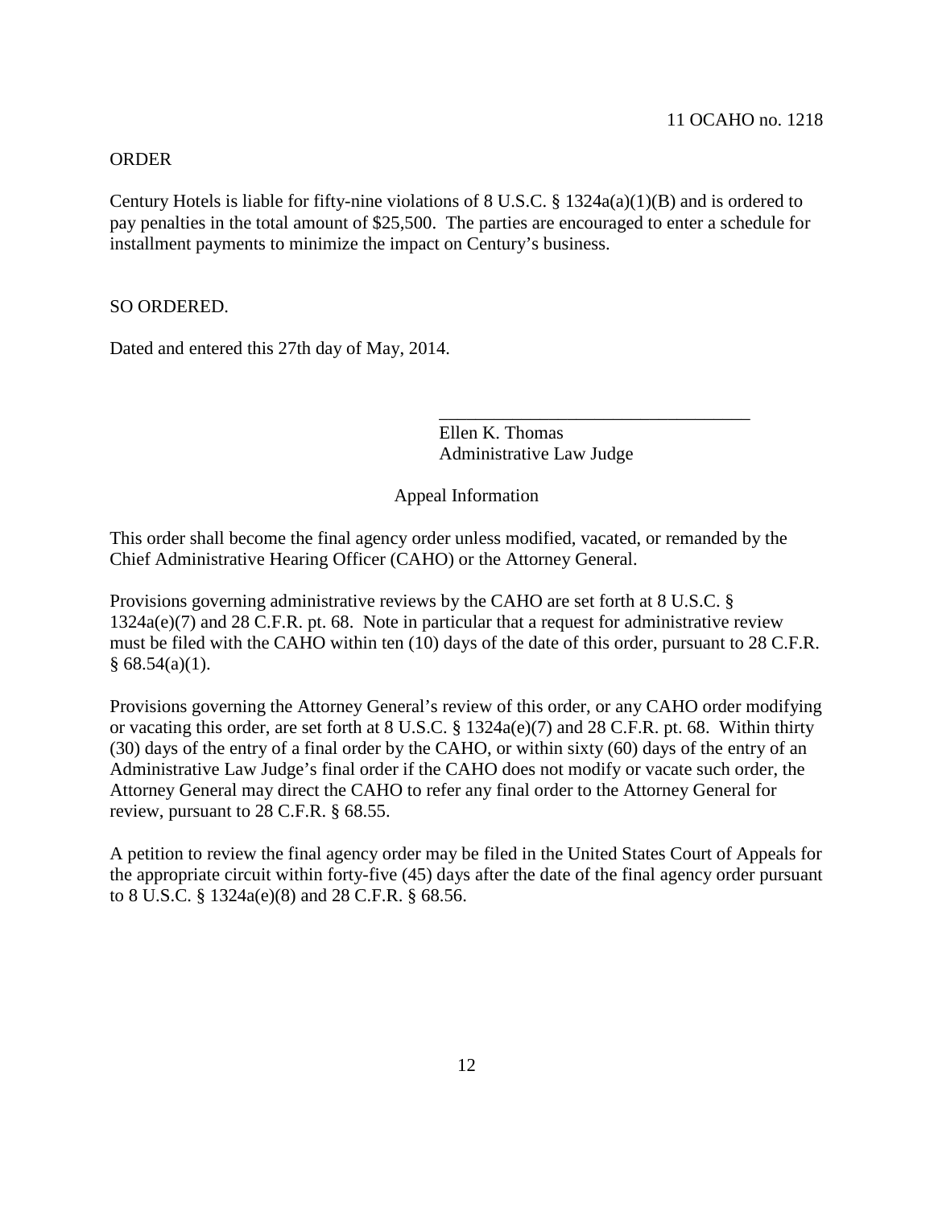ORDER

Century Hotels is liable for fifty-nine violations of 8 U.S.C. § 1324a(a)(1)(B) and is ordered to pay penalties in the total amount of $25,500. The parties are encouraged to enter a schedule for installment payments to minimize the impact on Century's business.

SO ORDERED.

Dated and entered this 27th day of May, 2014.

\_\_\_\_\_\_\_\_\_\_\_\_\_\_\_\_\_\_\_\_\_\_\_\_\_\_\_\_\_\_\_\_\_\_
Ellen K. Thomas
Administrative Law Judge

Appeal Information

This order shall become the final agency order unless modified, vacated, or remanded by the Chief Administrative Hearing Officer (CAHO) or the Attorney General.

Provisions governing administrative reviews by the CAHO are set forth at 8 U.S.C. § 1324a(e)(7) and 28 C.F.R. pt. 68. Note in particular that a request for administrative review must be filed with the CAHO within ten (10) days of the date of this order, pursuant to 28 C.F.R. § 68.54(a)(1).

Provisions governing the Attorney General's review of this order, or any CAHO order modifying or vacating this order, are set forth at 8 U.S.C. § 1324a(e)(7) and 28 C.F.R. pt. 68. Within thirty (30) days of the entry of a final order by the CAHO, or within sixty (60) days of the entry of an Administrative Law Judge's final order if the CAHO does not modify or vacate such order, the Attorney General may direct the CAHO to refer any final order to the Attorney General for review, pursuant to 28 C.F.R. § 68.55.

A petition to review the final agency order may be filed in the United States Court of Appeals for the appropriate circuit within forty-five (45) days after the date of the final agency order pursuant to 8 U.S.C. § 1324a(e)(8) and 28 C.F.R. § 68.56.